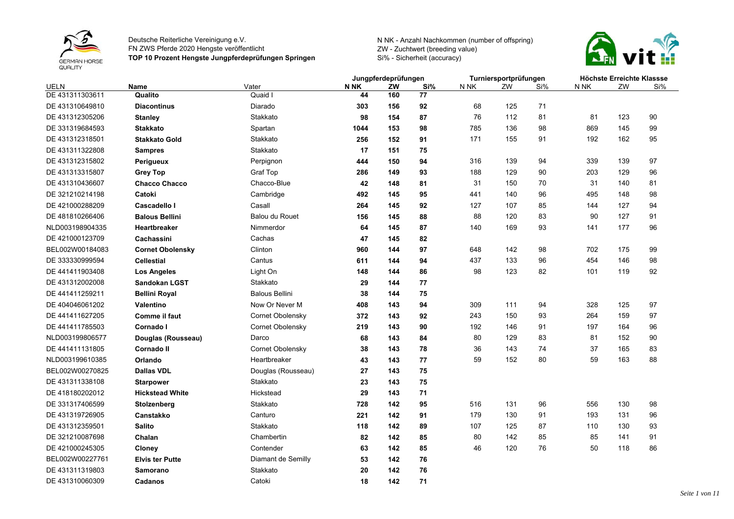Deutsche Reiterliche Vereinigung e.V.
FN ZWS Pferde 2020 Hengste veröffentlicht
**TOP 10 Prozent Hengste Jungpferdeprüfungen Springen**

N NK - Anzahl Nachkommen (number of offspring)
ZW - Zuchtwert (breeding value)
Si% - Sicherheit (accuracy)

| | | | Jungpferdeprüfungen | | | Turniersportprüfungen | | | Höchste Erreichte Klassse | | |
|---|---|---|---|---|---|---|---|---|---|---|---|
| UELN | Name | Vater | N NK | ZW | Si% | N NK | ZW | Si% | N NK | ZW | Si% |
| DE 431311303611 | **Qualito** | Quaid I | **44** | **160** | **77** | | | | | | |
| DE 431310649810 | **Diacontinus** | Diarado | **303** | **156** | **92** | 68 | 125 | 71 | | | |
| DE 431312305206 | **Stanley** | Stakkato | **98** | **154** | **87** | 76 | 112 | 81 | 81 | 123 | 90 |
| DE 331319684593 | **Stakkato** | Spartan | **1044** | **153** | **98** | 785 | 136 | 98 | 869 | 145 | 99 |
| DE 431312318501 | **Stakkato Gold** | Stakkato | **256** | **152** | **91** | 171 | 155 | 91 | 192 | 162 | 95 |
| DE 431311322808 | **Sampres** | Stakkato | **17** | **151** | **75** | | | | | | |
| DE 431312315802 | **Perigueux** | Perpignon | **444** | **150** | **94** | 316 | 139 | 94 | 339 | 139 | 97 |
| DE 431313315807 | **Grey Top** | Graf Top | **286** | **149** | **93** | 188 | 129 | 90 | 203 | 129 | 96 |
| DE 431310436607 | **Chacco Chacco** | Chacco-Blue | **42** | **148** | **81** | 31 | 150 | 70 | 31 | 140 | 81 |
| DE 321210214198 | **Catoki** | Cambridge | **492** | **145** | **95** | 441 | 140 | 96 | 495 | 148 | 98 |
| DE 421000288209 | **Cascadello I** | Casall | **264** | **145** | **92** | 127 | 107 | 85 | 144 | 127 | 94 |
| DE 481810266406 | **Balous Bellini** | Balou du Rouet | **156** | **145** | **88** | 88 | 120 | 83 | 90 | 127 | 91 |
| NLD003198904335 | **Heartbreaker** | Nimmerdor | **64** | **145** | **87** | 140 | 169 | 93 | 141 | 177 | 96 |
| DE 421000123709 | **Cachassini** | Cachas | **47** | **145** | **82** | | | | | | |
| BEL002W00184083 | **Cornet Obolensky** | Clinton | **960** | **144** | **97** | 648 | 142 | 98 | 702 | 175 | 99 |
| DE 333330999594 | **Cellestial** | Cantus | **611** | **144** | **94** | 437 | 133 | 96 | 454 | 146 | 98 |
| DE 441411903408 | **Los Angeles** | Light On | **148** | **144** | **86** | 98 | 123 | 82 | 101 | 119 | 92 |
| DE 431312002008 | **Sandokan LGST** | Stakkato | **29** | **144** | **77** | | | | | | |
| DE 441411259211 | **Bellini Royal** | Balous Bellini | **38** | **144** | **75** | | | | | | |
| DE 404046061202 | **Valentino** | Now Or Never M | **408** | **143** | **94** | 309 | 111 | 94 | 328 | 125 | 97 |
| DE 441411627205 | **Comme il faut** | Cornet Obolensky | **372** | **143** | **92** | 243 | 150 | 93 | 264 | 159 | 97 |
| DE 441411785503 | **Cornado I** | Cornet Obolensky | **219** | **143** | **90** | 192 | 146 | 91 | 197 | 164 | 96 |
| NLD003199806577 | **Douglas (Rousseau)** | Darco | **68** | **143** | **84** | 80 | 129 | 83 | 81 | 152 | 90 |
| DE 441411131805 | **Cornado II** | Cornet Obolensky | **38** | **143** | **78** | 36 | 143 | 74 | 37 | 165 | 83 |
| NLD003199610385 | **Orlando** | Heartbreaker | **43** | **143** | **77** | 59 | 152 | 80 | 59 | 163 | 88 |
| BEL002W00270825 | **Dallas VDL** | Douglas (Rousseau) | **27** | **143** | **75** | | | | | | |
| DE 431311338108 | **Starpower** | Stakkato | **23** | **143** | **75** | | | | | | |
| DE 418180202012 | **Hickstead White** | Hickstead | **29** | **143** | **71** | | | | | | |
| DE 331317406599 | **Stolzenberg** | Stakkato | **728** | **142** | **95** | 516 | 131 | 96 | 556 | 130 | 98 |
| DE 431319726905 | **Canstakko** | Canturo | **221** | **142** | **91** | 179 | 130 | 91 | 193 | 131 | 96 |
| DE 431312359501 | **Salito** | Stakkato | **118** | **142** | **89** | 107 | 125 | 87 | 110 | 130 | 93 |
| DE 321210087698 | **Chalan** | Chambertin | **82** | **142** | **85** | 80 | 142 | 85 | 85 | 141 | 91 |
| DE 421000245305 | **Cloney** | Contender | **63** | **142** | **85** | 46 | 120 | 76 | 50 | 118 | 86 |
| BEL002W00227761 | **Elvis ter Putte** | Diamant de Semilly | **53** | **142** | **76** | | | | | | |
| DE 431311319803 | **Samorano** | Stakkato | **20** | **142** | **76** | | | | | | |
| DE 431310060309 | **Cadanos** | Catoki | **18** | **142** | **71** | | | | | | |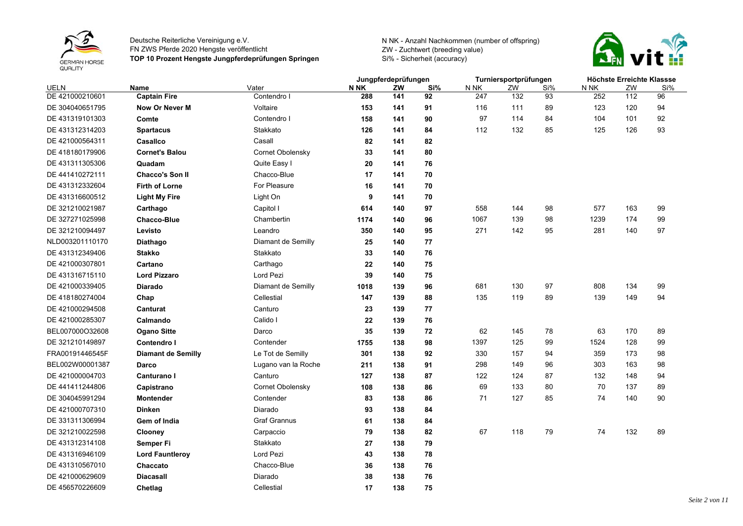Deutsche Reiterliche Vereinigung e.V.
FN ZWS Pferde 2020 Hengste veröffentlicht
**TOP 10 Prozent Hengste Jungpferdeprüfungen Springen**

N NK - Anzahl Nachkommen (number of offspring)
ZW - Zuchtwert (breeding value)
Si% - Sicherheit (accuracy)

| | | | Jungpferdeprüfungen | | | Turniersportprüfungen | | | Höchste Erreichte Klassse | | |
|---|---|---|---|---|---|---|---|---|---|---|---|
| UELN | Name | Vater | N NK | ZW | Si% | N NK | ZW | Si% | N NK | ZW | Si% |
| DE 421000210601 | **Captain Fire** | Contendro I | **288** | **141** | **92** | 247 | 132 | 93 | 252 | 112 | 96 |
| DE 304040651795 | **Now Or Never M** | Voltaire | **153** | **141** | **91** | 116 | 111 | 89 | 123 | 120 | 94 |
| DE 431319101303 | **Comte** | Contendro I | **158** | **141** | **90** | 97 | 114 | 84 | 104 | 101 | 92 |
| DE 431312314203 | **Spartacus** | Stakkato | **126** | **141** | **84** | 112 | 132 | 85 | 125 | 126 | 93 |
| DE 421000564311 | **Casallco** | Casall | **82** | **141** | **82** | | | | | | |
| DE 418180179906 | **Cornet's Balou** | Cornet Obolensky | **33** | **141** | **80** | | | | | | |
| DE 431311305306 | **Quadam** | Quite Easy I | **20** | **141** | **76** | | | | | | |
| DE 441410272111 | **Chacco's Son II** | Chacco-Blue | **17** | **141** | **70** | | | | | | |
| DE 431312332604 | **Firth of Lorne** | For Pleasure | **16** | **141** | **70** | | | | | | |
| DE 431316600512 | **Light My Fire** | Light On | **9** | **141** | **70** | | | | | | |
| DE 321210021987 | **Carthago** | Capitol I | **614** | **140** | **97** | 558 | 144 | 98 | 577 | 163 | 99 |
| DE 327271025998 | **Chacco-Blue** | Chambertin | **1174** | **140** | **96** | 1067 | 139 | 98 | 1239 | 174 | 99 |
| DE 321210094497 | **Levisto** | Leandro | **350** | **140** | **95** | 271 | 142 | 95 | 281 | 140 | 97 |
| NLD003201110170 | **Diathago** | Diamant de Semilly | **25** | **140** | **77** | | | | | | |
| DE 431312349406 | **Stakko** | Stakkato | **33** | **140** | **76** | | | | | | |
| DE 421000307801 | **Cartano** | Carthago | **22** | **140** | **75** | | | | | | |
| DE 431316715110 | **Lord Pizzaro** | Lord Pezi | **39** | **140** | **75** | | | | | | |
| DE 421000339405 | **Diarado** | Diamant de Semilly | **1018** | **139** | **96** | 681 | 130 | 97 | 808 | 134 | 99 |
| DE 418180274004 | **Chap** | Cellestial | **147** | **139** | **88** | 135 | 119 | 89 | 139 | 149 | 94 |
| DE 421000294508 | **Canturat** | Canturo | **23** | **139** | **77** | | | | | | |
| DE 421000285307 | **Calmando** | Calido I | **22** | **139** | **76** | | | | | | |
| BEL007000O32608 | **Ogano Sitte** | Darco | **35** | **139** | **72** | 62 | 145 | 78 | 63 | 170 | 89 |
| DE 321210149897 | **Contendro I** | Contender | **1755** | **138** | **98** | 1397 | 125 | 99 | 1524 | 128 | 99 |
| FRA00191446545F | **Diamant de Semilly** | Le Tot de Semilly | **301** | **138** | **92** | 330 | 157 | 94 | 359 | 173 | 98 |
| BEL002W00001387 | **Darco** | Lugano van la Roche | **211** | **138** | **91** | 298 | 149 | 96 | 303 | 163 | 98 |
| DE 421000004703 | **Canturano I** | Canturo | **127** | **138** | **87** | 122 | 124 | 87 | 132 | 148 | 94 |
| DE 441411244806 | **Capistrano** | Cornet Obolensky | **108** | **138** | **86** | 69 | 133 | 80 | 70 | 137 | 89 |
| DE 304045991294 | **Montender** | Contender | **83** | **138** | **86** | 71 | 127 | 85 | 74 | 140 | 90 |
| DE 421000707310 | **Dinken** | Diarado | **93** | **138** | **84** | | | | | | |
| DE 331311306994 | **Gem of India** | Graf Grannus | **61** | **138** | **84** | | | | | | |
| DE 321210022598 | **Clooney** | Carpaccio | **79** | **138** | **82** | 67 | 118 | 79 | 74 | 132 | 89 |
| DE 431312314108 | **Semper Fi** | Stakkato | **27** | **138** | **79** | | | | | | |
| DE 431316946109 | **Lord Fauntleroy** | Lord Pezi | **43** | **138** | **78** | | | | | | |
| DE 431310567010 | **Chaccato** | Chacco-Blue | **36** | **138** | **76** | | | | | | |
| DE 421000629609 | **Diacasall** | Diarado | **38** | **138** | **76** | | | | | | |
| DE 456570226609 | **Chetlag** | Cellestial | **17** | **138** | **75** | | | | | | |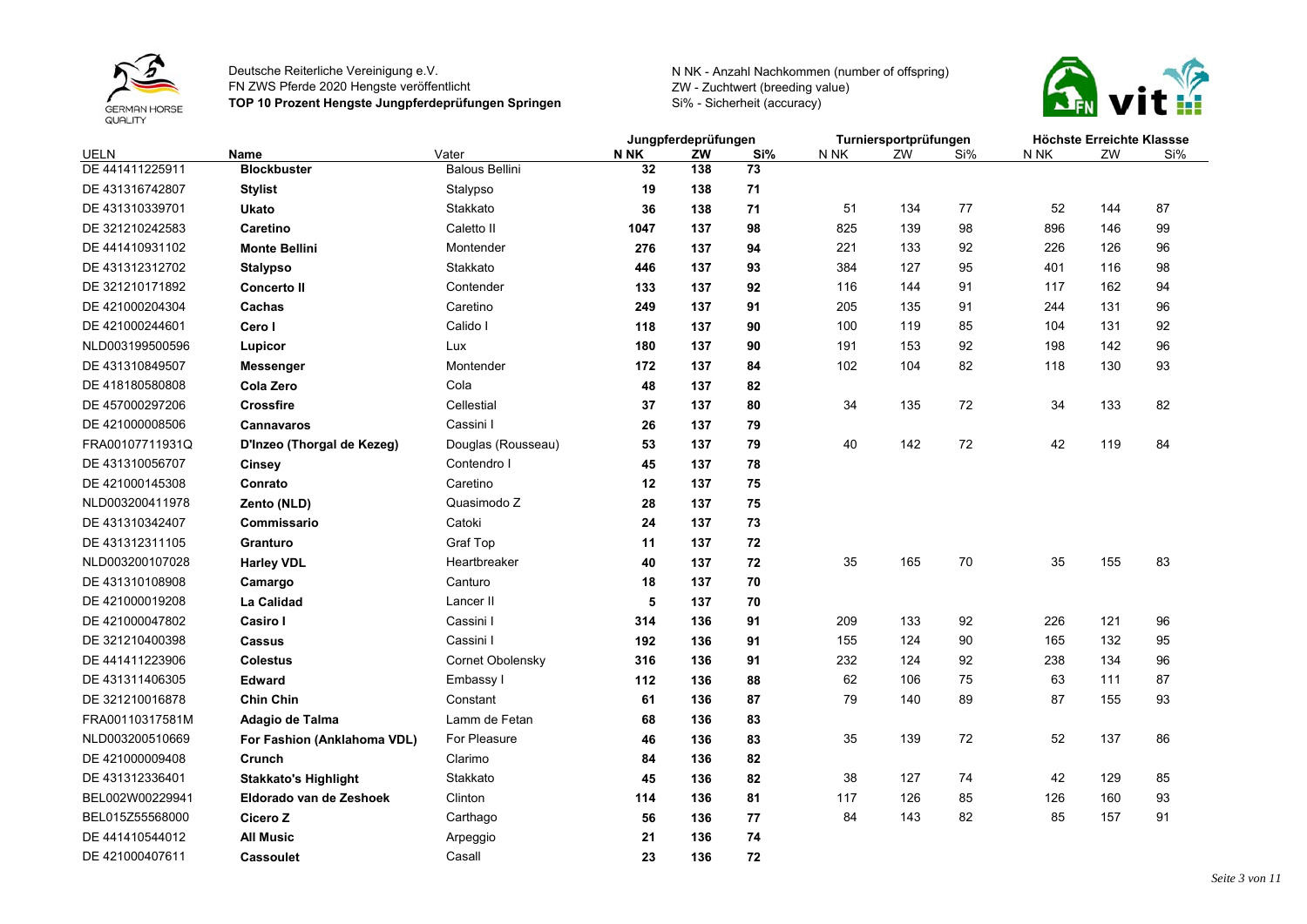Deutsche Reiterliche Vereinigung e.V.
FN ZWS Pferde 2020 Hengste veröffentlicht
**TOP 10 Prozent Hengste Jungpferdeprüfungen Springen**

N NK - Anzahl Nachkommen (number of offspring)
ZW - Zuchtwert (breeding value)
Si% - Sicherheit (accuracy)

| UELN | Name | Vater | Jungpferdeprüfungen | | | Turniersportprüfungen | | | Höchste Erreichte Klassse | | |
|---|---|---|---|---|---|---|---|---|---|---|---|
| | | | **N NK** | **ZW** | **Si%** | N NK | ZW | Si% | N NK | ZW | Si% |
| DE 441411225911 | **Blockbuster** | Balous Bellini | **32** | **138** | **73** | | | | | | |
| DE 431316742807 | **Stylist** | Stalypso | **19** | **138** | **71** | | | | | | |
| DE 431310339701 | **Ukato** | Stakkato | **36** | **138** | **71** | 51 | 134 | 77 | 52 | 144 | 87 |
| DE 321210242583 | **Caretino** | Caletto II | **1047** | **137** | **98** | 825 | 139 | 98 | 896 | 146 | 99 |
| DE 441410931102 | **Monte Bellini** | Montender | **276** | **137** | **94** | 221 | 133 | 92 | 226 | 126 | 96 |
| DE 431312312702 | **Stalypso** | Stakkato | **446** | **137** | **93** | 384 | 127 | 95 | 401 | 116 | 98 |
| DE 321210171892 | **Concerto II** | Contender | **133** | **137** | **92** | 116 | 144 | 91 | 117 | 162 | 94 |
| DE 421000204304 | **Cachas** | Caretino | **249** | **137** | **91** | 205 | 135 | 91 | 244 | 131 | 96 |
| DE 421000244601 | **Cero I** | Calido I | **118** | **137** | **90** | 100 | 119 | 85 | 104 | 131 | 92 |
| NLD003199500596 | **Lupicor** | Lux | **180** | **137** | **90** | 191 | 153 | 92 | 198 | 142 | 96 |
| DE 431310849507 | **Messenger** | Montender | **172** | **137** | **84** | 102 | 104 | 82 | 118 | 130 | 93 |
| DE 418180580808 | **Cola Zero** | Cola | **48** | **137** | **82** | | | | | | |
| DE 457000297206 | **Crossfire** | Cellestial | **37** | **137** | **80** | 34 | 135 | 72 | 34 | 133 | 82 |
| DE 421000008506 | **Cannavaros** | Cassini I | **26** | **137** | **79** | | | | | | |
| FRA00107711931Q | **D'Inzeo (Thorgal de Kezeg)** | Douglas (Rousseau) | **53** | **137** | **79** | 40 | 142 | 72 | 42 | 119 | 84 |
| DE 431310056707 | **Cinsey** | Contendro I | **45** | **137** | **78** | | | | | | |
| DE 421000145308 | **Conrato** | Caretino | **12** | **137** | **75** | | | | | | |
| NLD003200411978 | **Zento (NLD)** | Quasimodo Z | **28** | **137** | **75** | | | | | | |
| DE 431310342407 | **Commissario** | Catoki | **24** | **137** | **73** | | | | | | |
| DE 431312311105 | **Granturo** | Graf Top | **11** | **137** | **72** | | | | | | |
| NLD003200107028 | **Harley VDL** | Heartbreaker | **40** | **137** | **72** | 35 | 165 | 70 | 35 | 155 | 83 |
| DE 431310108908 | **Camargo** | Canturo | **18** | **137** | **70** | | | | | | |
| DE 421000019208 | **La Calidad** | Lancer II | **5** | **137** | **70** | | | | | | |
| DE 421000047802 | **Casiro I** | Cassini I | **314** | **136** | **91** | 209 | 133 | 92 | 226 | 121 | 96 |
| DE 321210400398 | **Cassus** | Cassini I | **192** | **136** | **91** | 155 | 124 | 90 | 165 | 132 | 95 |
| DE 441411223906 | **Colestus** | Cornet Obolensky | **316** | **136** | **91** | 232 | 124 | 92 | 238 | 134 | 96 |
| DE 431311406305 | **Edward** | Embassy I | **112** | **136** | **88** | 62 | 106 | 75 | 63 | 111 | 87 |
| DE 321210016878 | **Chin Chin** | Constant | **61** | **136** | **87** | 79 | 140 | 89 | 87 | 155 | 93 |
| FRA00110317581M | **Adagio de Talma** | Lamm de Fetan | **68** | **136** | **83** | | | | | | |
| NLD003200510669 | **For Fashion (Anklahoma VDL)** | For Pleasure | **46** | **136** | **83** | 35 | 139 | 72 | 52 | 137 | 86 |
| DE 421000009408 | **Crunch** | Clarimo | **84** | **136** | **82** | | | | | | |
| DE 431312336401 | **Stakkato's Highlight** | Stakkato | **45** | **136** | **82** | 38 | 127 | 74 | 42 | 129 | 85 |
| BEL002W00229941 | **Eldorado van de Zeshoek** | Clinton | **114** | **136** | **81** | 117 | 126 | 85 | 126 | 160 | 93 |
| BEL015Z55568000 | **Cicero Z** | Carthago | **56** | **136** | **77** | 84 | 143 | 82 | 85 | 157 | 91 |
| DE 441410544012 | **All Music** | Arpeggio | **21** | **136** | **74** | | | | | | |
| DE 421000407611 | **Cassoulet** | Casall | **23** | **136** | **72** | | | | | | |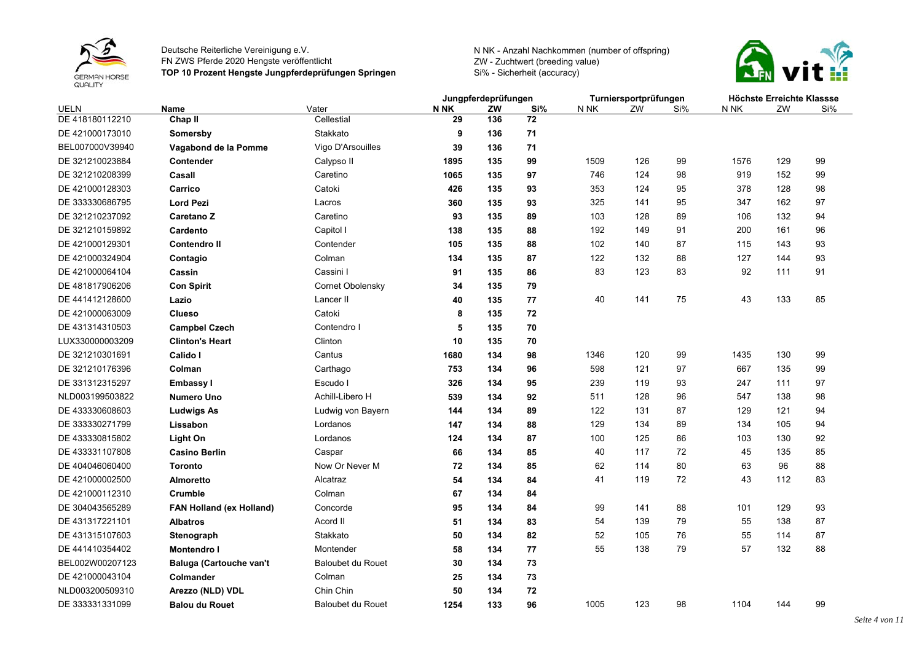Deutsche Reiterliche Vereinigung e.V.
FN ZWS Pferde 2020 Hengste veröffentlicht
**TOP 10 Prozent Hengste Jungpferdeprüfungen Springen**

N NK - Anzahl Nachkommen (number of offspring)
ZW - Zuchtwert (breeding value)
Si% - Sicherheit (accuracy)

| | | | Jungpferdeprüfungen | | | Turniersportprüfungen | | | Höchste Erreichte Klassse | | |
|---|---|---|---|---|---|---|---|---|---|---|---|
| UELN | Name | Vater | N NK | ZW | Si% | N NK | ZW | Si% | N NK | ZW | Si% |
| DE 418180112210 | **Chap II** | Cellestial | **29** | **136** | **72** | | | | | | |
| DE 421000173010 | **Somersby** | Stakkato | **9** | **136** | **71** | | | | | | |
| BEL007000V39940 | **Vagabond de la Pomme** | Vigo D'Arsouilles | **39** | **136** | **71** | | | | | | |
| DE 321210023884 | **Contender** | Calypso II | **1895** | **135** | **99** | 1509 | 126 | 99 | 1576 | 129 | 99 |
| DE 321210208399 | **Casall** | Caretino | **1065** | **135** | **97** | 746 | 124 | 98 | 919 | 152 | 99 |
| DE 421000128303 | **Carrico** | Catoki | **426** | **135** | **93** | 353 | 124 | 95 | 378 | 128 | 98 |
| DE 333330686795 | **Lord Pezi** | Lacros | **360** | **135** | **93** | 325 | 141 | 95 | 347 | 162 | 97 |
| DE 321210237092 | **Caretano Z** | Caretino | **93** | **135** | **89** | 103 | 128 | 89 | 106 | 132 | 94 |
| DE 321210159892 | **Cardento** | Capitol I | **138** | **135** | **88** | 192 | 149 | 91 | 200 | 161 | 96 |
| DE 421000129301 | **Contendro II** | Contender | **105** | **135** | **88** | 102 | 140 | 87 | 115 | 143 | 93 |
| DE 421000324904 | **Contagio** | Colman | **134** | **135** | **87** | 122 | 132 | 88 | 127 | 144 | 93 |
| DE 421000064104 | **Cassin** | Cassini I | **91** | **135** | **86** | 83 | 123 | 83 | 92 | 111 | 91 |
| DE 481817906206 | **Con Spirit** | Cornet Obolensky | **34** | **135** | **79** | | | | | | |
| DE 441412128600 | **Lazio** | Lancer II | **40** | **135** | **77** | 40 | 141 | 75 | 43 | 133 | 85 |
| DE 421000063009 | **Clueso** | Catoki | **8** | **135** | **72** | | | | | | |
| DE 431314310503 | **Campbel Czech** | Contendro I | **5** | **135** | **70** | | | | | | |
| LUX330000003209 | **Clinton's Heart** | Clinton | **10** | **135** | **70** | | | | | | |
| DE 321210301691 | **Calido I** | Cantus | **1680** | **134** | **98** | 1346 | 120 | 99 | 1435 | 130 | 99 |
| DE 321210176396 | **Colman** | Carthago | **753** | **134** | **96** | 598 | 121 | 97 | 667 | 135 | 99 |
| DE 331312315297 | **Embassy I** | Escudo I | **326** | **134** | **95** | 239 | 119 | 93 | 247 | 111 | 97 |
| NLD003199503822 | **Numero Uno** | Achill-Libero H | **539** | **134** | **92** | 511 | 128 | 96 | 547 | 138 | 98 |
| DE 433330608603 | **Ludwigs As** | Ludwig von Bayern | **144** | **134** | **89** | 122 | 131 | 87 | 129 | 121 | 94 |
| DE 333330271799 | **Lissabon** | Lordanos | **147** | **134** | **88** | 129 | 134 | 89 | 134 | 105 | 94 |
| DE 433330815802 | **Light On** | Lordanos | **124** | **134** | **87** | 100 | 125 | 86 | 103 | 130 | 92 |
| DE 433331107808 | **Casino Berlin** | Caspar | **66** | **134** | **85** | 40 | 117 | 72 | 45 | 135 | 85 |
| DE 404046060400 | **Toronto** | Now Or Never M | **72** | **134** | **85** | 62 | 114 | 80 | 63 | 96 | 88 |
| DE 421000002500 | **Almoretto** | Alcatraz | **54** | **134** | **84** | 41 | 119 | 72 | 43 | 112 | 83 |
| DE 421000112310 | **Crumble** | Colman | **67** | **134** | **84** | | | | | | |
| DE 304043565289 | **FAN Holland (ex Holland)** | Concorde | **95** | **134** | **84** | 99 | 141 | 88 | 101 | 129 | 93 |
| DE 431317221101 | **Albatros** | Acord II | **51** | **134** | **83** | 54 | 139 | 79 | 55 | 138 | 87 |
| DE 431315107603 | **Stenograph** | Stakkato | **50** | **134** | **82** | 52 | 105 | 76 | 55 | 114 | 87 |
| DE 441410354402 | **Montendro I** | Montender | **58** | **134** | **77** | 55 | 138 | 79 | 57 | 132 | 88 |
| BEL002W00207123 | **Baluga (Cartouche van't** | Baloubet du Rouet | **30** | **134** | **73** | | | | | | |
| DE 421000043104 | **Colmander** | Colman | **25** | **134** | **73** | | | | | | |
| NLD003200509310 | **Arezzo (NLD) VDL** | Chin Chin | **50** | **134** | **72** | | | | | | |
| DE 333331331099 | **Balou du Rouet** | Baloubet du Rouet | **1254** | **133** | **96** | 1005 | 123 | 98 | 1104 | 144 | 99 |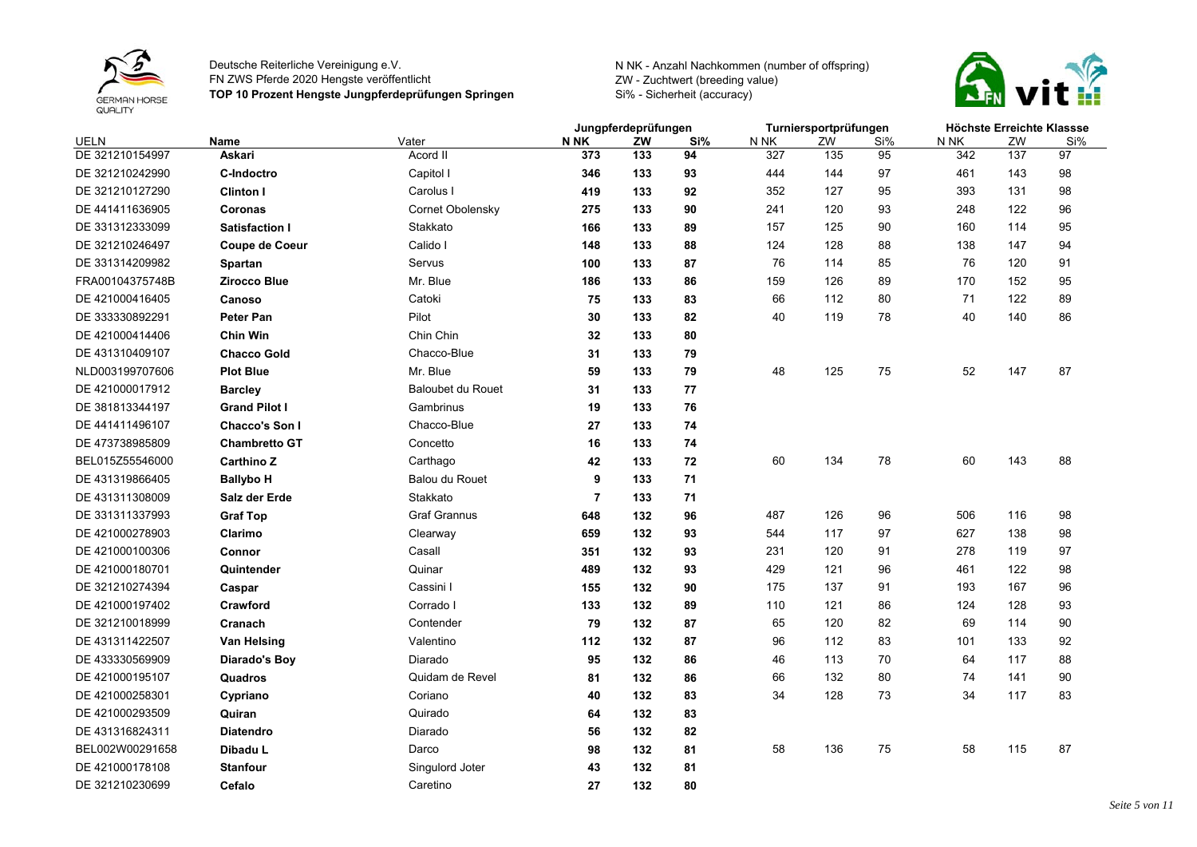Deutsche Reiterliche Vereinigung e.V.
FN ZWS Pferde 2020 Hengste veröffentlicht
**TOP 10 Prozent Hengste Jungpferdeprüfungen Springen**

N NK - Anzahl Nachkommen (number of offspring)
ZW - Zuchtwert (breeding value)
Si% - Sicherheit (accuracy)

| UELN | Name | Vater | Jungpferdeprüfungen | | | Turniersportprüfungen | | | Höchste Erreichte Klassse | | |
|---|---|---|---|---|---|---|---|---|---|---|---|
| | | | **N NK** | **ZW** | **Si%** | N NK | ZW | Si% | N NK | ZW | Si% |
| DE 321210154997 | **Askari** | Acord II | **373** | **133** | **94** | 327 | 135 | 95 | 342 | 137 | 97 |
| DE 321210242990 | **C-Indoctro** | Capitol I | **346** | **133** | **93** | 444 | 144 | 97 | 461 | 143 | 98 |
| DE 321210127290 | **Clinton I** | Carolus I | **419** | **133** | **92** | 352 | 127 | 95 | 393 | 131 | 98 |
| DE 441411636905 | **Coronas** | Cornet Obolensky | **275** | **133** | **90** | 241 | 120 | 93 | 248 | 122 | 96 |
| DE 331312333099 | **Satisfaction I** | Stakkato | **166** | **133** | **89** | 157 | 125 | 90 | 160 | 114 | 95 |
| DE 321210246497 | **Coupe de Coeur** | Calido I | **148** | **133** | **88** | 124 | 128 | 88 | 138 | 147 | 94 |
| DE 331314209982 | **Spartan** | Servus | **100** | **133** | **87** | 76 | 114 | 85 | 76 | 120 | 91 |
| FRA00104375748B | **Zirocco Blue** | Mr. Blue | **186** | **133** | **86** | 159 | 126 | 89 | 170 | 152 | 95 |
| DE 421000416405 | **Canoso** | Catoki | **75** | **133** | **83** | 66 | 112 | 80 | 71 | 122 | 89 |
| DE 333330892291 | **Peter Pan** | Pilot | **30** | **133** | **82** | 40 | 119 | 78 | 40 | 140 | 86 |
| DE 421000414406 | **Chin Win** | Chin Chin | **32** | **133** | **80** | | | | | | |
| DE 431310409107 | **Chacco Gold** | Chacco-Blue | **31** | **133** | **79** | | | | | | |
| NLD003199707606 | **Plot Blue** | Mr. Blue | **59** | **133** | **79** | 48 | 125 | 75 | 52 | 147 | 87 |
| DE 421000017912 | **Barcley** | Baloubet du Rouet | **31** | **133** | **77** | | | | | | |
| DE 381813344197 | **Grand Pilot I** | Gambrinus | **19** | **133** | **76** | | | | | | |
| DE 441411496107 | **Chacco's Son I** | Chacco-Blue | **27** | **133** | **74** | | | | | | |
| DE 473738985809 | **Chambretto GT** | Concetto | **16** | **133** | **74** | | | | | | |
| BEL015Z55546000 | **Carthino Z** | Carthago | **42** | **133** | **72** | 60 | 134 | 78 | 60 | 143 | 88 |
| DE 431319866405 | **Ballybo H** | Balou du Rouet | **9** | **133** | **71** | | | | | | |
| DE 431311308009 | **Salz der Erde** | Stakkato | **7** | **133** | **71** | | | | | | |
| DE 331311337993 | **Graf Top** | Graf Grannus | **648** | **132** | **96** | 487 | 126 | 96 | 506 | 116 | 98 |
| DE 421000278903 | **Clarimo** | Clearway | **659** | **132** | **93** | 544 | 117 | 97 | 627 | 138 | 98 |
| DE 421000100306 | **Connor** | Casall | **351** | **132** | **93** | 231 | 120 | 91 | 278 | 119 | 97 |
| DE 421000180701 | **Quintender** | Quinar | **489** | **132** | **93** | 429 | 121 | 96 | 461 | 122 | 98 |
| DE 321210274394 | **Caspar** | Cassini I | **155** | **132** | **90** | 175 | 137 | 91 | 193 | 167 | 96 |
| DE 421000197402 | **Crawford** | Corrado I | **133** | **132** | **89** | 110 | 121 | 86 | 124 | 128 | 93 |
| DE 321210018999 | **Cranach** | Contender | **79** | **132** | **87** | 65 | 120 | 82 | 69 | 114 | 90 |
| DE 431311422507 | **Van Helsing** | Valentino | **112** | **132** | **87** | 96 | 112 | 83 | 101 | 133 | 92 |
| DE 433330569909 | **Diarado's Boy** | Diarado | **95** | **132** | **86** | 46 | 113 | 70 | 64 | 117 | 88 |
| DE 421000195107 | **Quadros** | Quidam de Revel | **81** | **132** | **86** | 66 | 132 | 80 | 74 | 141 | 90 |
| DE 421000258301 | **Cypriano** | Coriano | **40** | **132** | **83** | 34 | 128 | 73 | 34 | 117 | 83 |
| DE 421000293509 | **Quiran** | Quirado | **64** | **132** | **83** | | | | | | |
| DE 431316824311 | **Diatendro** | Diarado | **56** | **132** | **82** | | | | | | |
| BEL002W00291658 | **Dibadu L** | Darco | **98** | **132** | **81** | 58 | 136 | 75 | 58 | 115 | 87 |
| DE 421000178108 | **Stanfour** | Singulord Joter | **43** | **132** | **81** | | | | | | |
| DE 321210230699 | **Cefalo** | Caretino | **27** | **132** | **80** | | | | | | |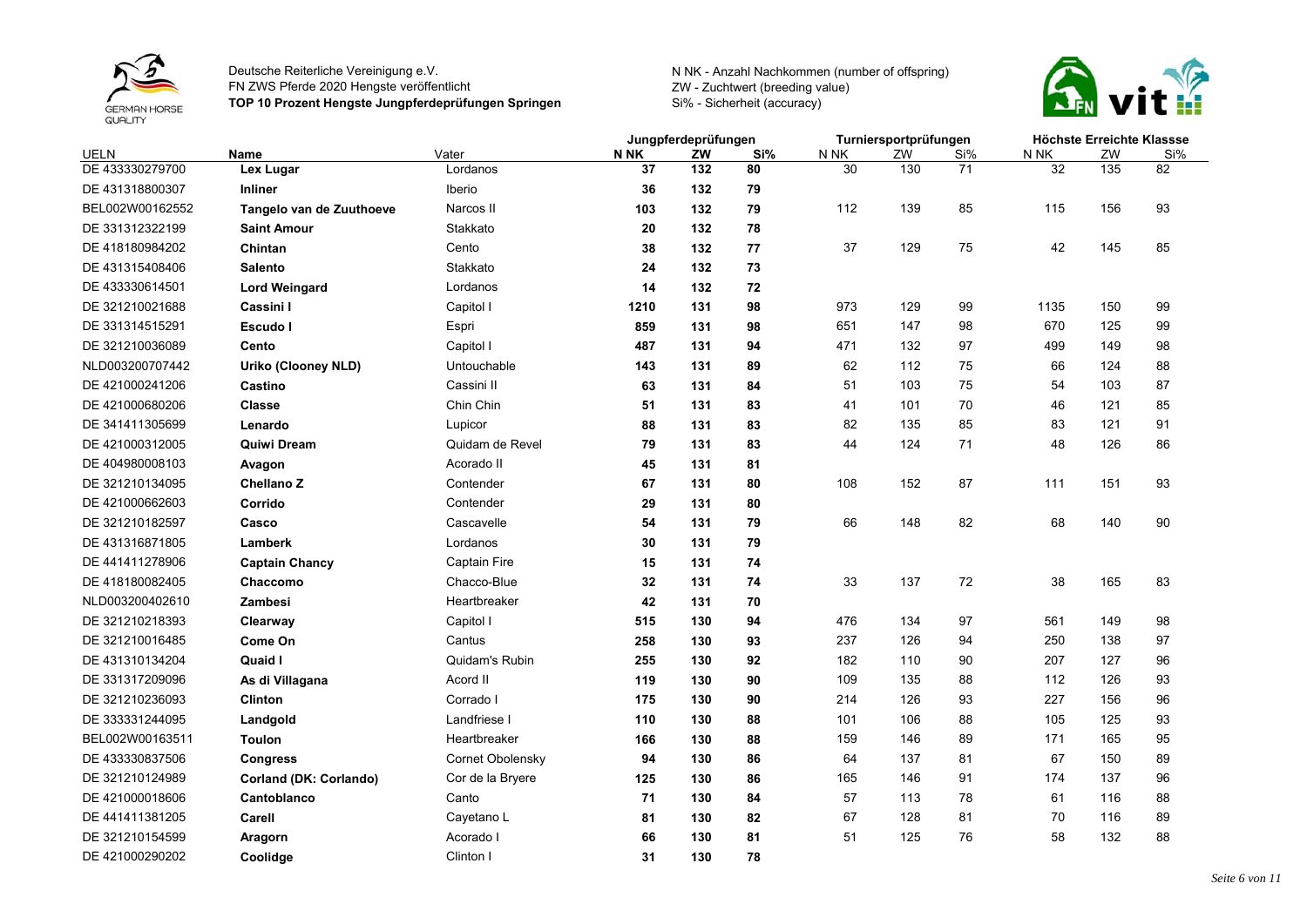Deutsche Reiterliche Vereinigung e.V.
FN ZWS Pferde 2020 Hengste veröffentlicht
**TOP 10 Prozent Hengste Jungpferdeprüfungen Springen**

N NK - Anzahl Nachkommen (number of offspring)
ZW - Zuchtwert (breeding value)
Si% - Sicherheit (accuracy)

| | | | Jungpferdeprüfungen | | | Turniersportprüfungen | | | Höchste Erreichte Klassse | | |
|---|---|---|---|---|---|---|---|---|---|---|---|
| UELN | Name | Vater | N NK | ZW | Si% | N NK | ZW | Si% | N NK | ZW | Si% |
| DE 433330279700 | **Lex Lugar** | Lordanos | **37** | **132** | **80** | 30 | 130 | 71 | 32 | 135 | 82 |
| DE 431318800307 | **Inliner** | Iberio | **36** | **132** | **79** | | | | | | |
| BEL002W00162552 | **Tangelo van de Zuuthoeve** | Narcos II | **103** | **132** | **79** | 112 | 139 | 85 | 115 | 156 | 93 |
| DE 331312322199 | **Saint Amour** | Stakkato | **20** | **132** | **78** | | | | | | |
| DE 418180984202 | **Chintan** | Cento | **38** | **132** | **77** | 37 | 129 | 75 | 42 | 145 | 85 |
| DE 431315408406 | **Salento** | Stakkato | **24** | **132** | **73** | | | | | | |
| DE 433330614501 | **Lord Weingard** | Lordanos | **14** | **132** | **72** | | | | | | |
| DE 321210021688 | **Cassini I** | Capitol I | **1210** | **131** | **98** | 973 | 129 | 99 | 1135 | 150 | 99 |
| DE 331314515291 | **Escudo I** | Espri | **859** | **131** | **98** | 651 | 147 | 98 | 670 | 125 | 99 |
| DE 321210036089 | **Cento** | Capitol I | **487** | **131** | **94** | 471 | 132 | 97 | 499 | 149 | 98 |
| NLD003200707442 | **Uriko (Clooney NLD)** | Untouchable | **143** | **131** | **89** | 62 | 112 | 75 | 66 | 124 | 88 |
| DE 421000241206 | **Castino** | Cassini II | **63** | **131** | **84** | 51 | 103 | 75 | 54 | 103 | 87 |
| DE 421000680206 | **Classe** | Chin Chin | **51** | **131** | **83** | 41 | 101 | 70 | 46 | 121 | 85 |
| DE 341411305699 | **Lenardo** | Lupicor | **88** | **131** | **83** | 82 | 135 | 85 | 83 | 121 | 91 |
| DE 421000312005 | **Quiwi Dream** | Quidam de Revel | **79** | **131** | **83** | 44 | 124 | 71 | 48 | 126 | 86 |
| DE 404980008103 | **Avagon** | Acorado II | **45** | **131** | **81** | | | | | | |
| DE 321210134095 | **Chellano Z** | Contender | **67** | **131** | **80** | 108 | 152 | 87 | 111 | 151 | 93 |
| DE 421000662603 | **Corrido** | Contender | **29** | **131** | **80** | | | | | | |
| DE 321210182597 | **Casco** | Cascavelle | **54** | **131** | **79** | 66 | 148 | 82 | 68 | 140 | 90 |
| DE 431316871805 | **Lamberk** | Lordanos | **30** | **131** | **79** | | | | | | |
| DE 441411278906 | **Captain Chancy** | Captain Fire | **15** | **131** | **74** | | | | | | |
| DE 418180082405 | **Chaccomo** | Chacco-Blue | **32** | **131** | **74** | 33 | 137 | 72 | 38 | 165 | 83 |
| NLD003200402610 | **Zambesi** | Heartbreaker | **42** | **131** | **70** | | | | | | |
| DE 321210218393 | **Clearway** | Capitol I | **515** | **130** | **94** | 476 | 134 | 97 | 561 | 149 | 98 |
| DE 321210016485 | **Come On** | Cantus | **258** | **130** | **93** | 237 | 126 | 94 | 250 | 138 | 97 |
| DE 431310134204 | **Quaid I** | Quidam's Rubin | **255** | **130** | **92** | 182 | 110 | 90 | 207 | 127 | 96 |
| DE 331317209096 | **As di Villagana** | Acord II | **119** | **130** | **90** | 109 | 135 | 88 | 112 | 126 | 93 |
| DE 321210236093 | **Clinton** | Corrado I | **175** | **130** | **90** | 214 | 126 | 93 | 227 | 156 | 96 |
| DE 333331244095 | **Landgold** | Landfriese I | **110** | **130** | **88** | 101 | 106 | 88 | 105 | 125 | 93 |
| BEL002W00163511 | **Toulon** | Heartbreaker | **166** | **130** | **88** | 159 | 146 | 89 | 171 | 165 | 95 |
| DE 433330837506 | **Congress** | Cornet Obolensky | **94** | **130** | **86** | 64 | 137 | 81 | 67 | 150 | 89 |
| DE 321210124989 | **Corland (DK: Corlando)** | Cor de la Bryere | **125** | **130** | **86** | 165 | 146 | 91 | 174 | 137 | 96 |
| DE 421000018606 | **Cantoblanco** | Canto | **71** | **130** | **84** | 57 | 113 | 78 | 61 | 116 | 88 |
| DE 441411381205 | **Carell** | Cayetano L | **81** | **130** | **82** | 67 | 128 | 81 | 70 | 116 | 89 |
| DE 321210154599 | **Aragorn** | Acorado I | **66** | **130** | **81** | 51 | 125 | 76 | 58 | 132 | 88 |
| DE 421000290202 | **Coolidge** | Clinton I | **31** | **130** | **78** | | | | | | |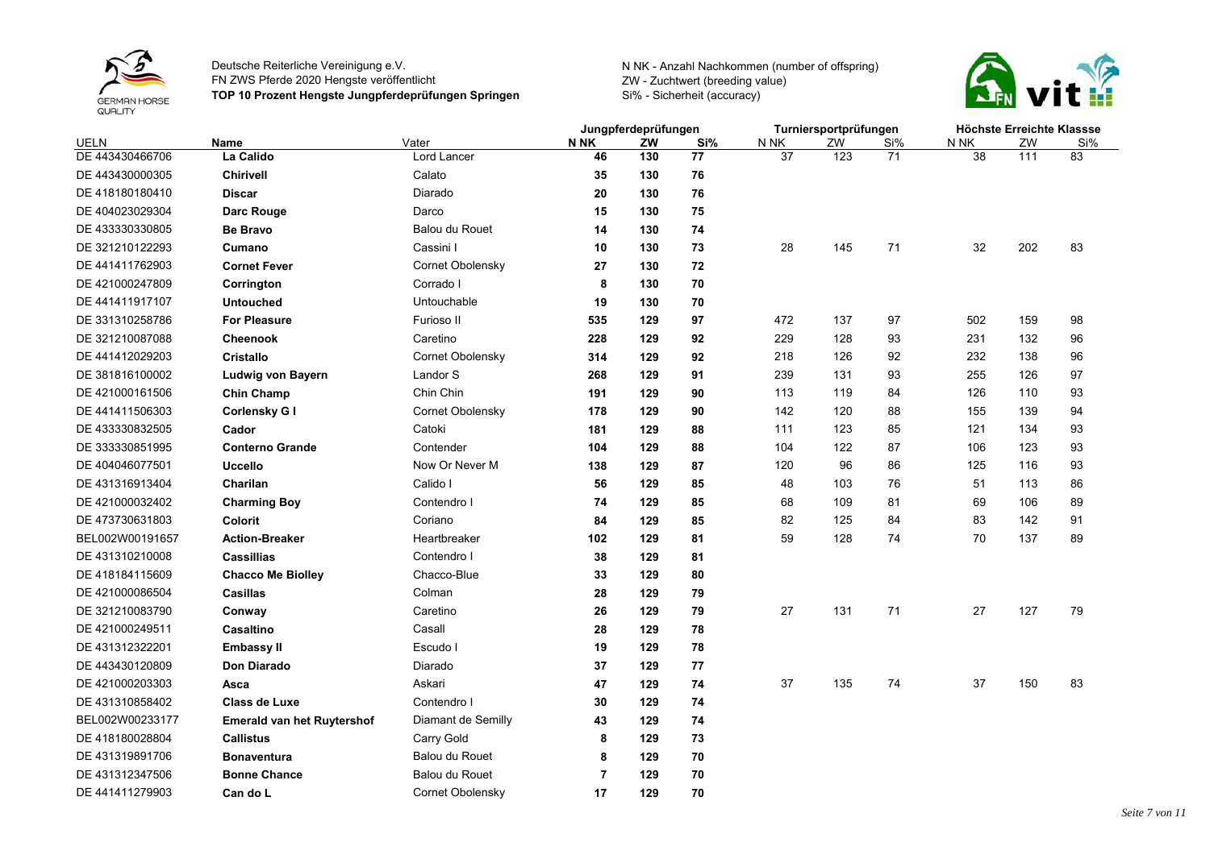Deutsche Reiterliche Vereinigung e.V.
FN ZWS Pferde 2020 Hengste veröffentlicht
**TOP 10 Prozent Hengste Jungpferdeprüfungen Springen**

N NK - Anzahl Nachkommen (number of offspring)
ZW - Zuchtwert (breeding value)
Si% - Sicherheit (accuracy)

| | | | Jungpferdeprüfungen | | | Turniersportprüfungen | | | Höchste Erreichte Klassse | | |
|---|---|---|---|---|---|---|---|---|---|---|---|
| UELN | **Name** | Vater | **N NK** | **ZW** | **Si%** | N NK | ZW | Si% | N NK | ZW | Si% |
| DE 443430466706 | **La Calido** | Lord Lancer | **46** | **130** | **77** | 37 | 123 | 71 | 38 | 111 | 83 |
| DE 443430000305 | **Chirivell** | Calato | **35** | **130** | **76** | | | | | | |
| DE 418180180410 | **Discar** | Diarado | **20** | **130** | **76** | | | | | | |
| DE 404023029304 | **Darc Rouge** | Darco | **15** | **130** | **75** | | | | | | |
| DE 433330330805 | **Be Bravo** | Balou du Rouet | **14** | **130** | **74** | | | | | | |
| DE 321210122293 | **Cumano** | Cassini I | **10** | **130** | **73** | 28 | 145 | 71 | 32 | 202 | 83 |
| DE 441411762903 | **Cornet Fever** | Cornet Obolensky | **27** | **130** | **72** | | | | | | |
| DE 421000247809 | **Corrington** | Corrado I | **8** | **130** | **70** | | | | | | |
| DE 441411917107 | **Untouched** | Untouchable | **19** | **130** | **70** | | | | | | |
| DE 331310258786 | **For Pleasure** | Furioso II | **535** | **129** | **97** | 472 | 137 | 97 | 502 | 159 | 98 |
| DE 321210087088 | **Cheenook** | Caretino | **228** | **129** | **92** | 229 | 128 | 93 | 231 | 132 | 96 |
| DE 441412029203 | **Cristallo** | Cornet Obolensky | **314** | **129** | **92** | 218 | 126 | 92 | 232 | 138 | 96 |
| DE 381816100002 | **Ludwig von Bayern** | Landor S | **268** | **129** | **91** | 239 | 131 | 93 | 255 | 126 | 97 |
| DE 421000161506 | **Chin Champ** | Chin Chin | **191** | **129** | **90** | 113 | 119 | 84 | 126 | 110 | 93 |
| DE 441411506303 | **Corlensky G I** | Cornet Obolensky | **178** | **129** | **90** | 142 | 120 | 88 | 155 | 139 | 94 |
| DE 433330832505 | **Cador** | Catoki | **181** | **129** | **88** | 111 | 123 | 85 | 121 | 134 | 93 |
| DE 333330851995 | **Conterno Grande** | Contender | **104** | **129** | **88** | 104 | 122 | 87 | 106 | 123 | 93 |
| DE 404046077501 | **Uccello** | Now Or Never M | **138** | **129** | **87** | 120 | 96 | 86 | 125 | 116 | 93 |
| DE 431316913404 | **Charilan** | Calido I | **56** | **129** | **85** | 48 | 103 | 76 | 51 | 113 | 86 |
| DE 421000032402 | **Charming Boy** | Contendro I | **74** | **129** | **85** | 68 | 109 | 81 | 69 | 106 | 89 |
| DE 473730631803 | **Colorit** | Coriano | **84** | **129** | **85** | 82 | 125 | 84 | 83 | 142 | 91 |
| BEL002W00191657 | **Action-Breaker** | Heartbreaker | **102** | **129** | **81** | 59 | 128 | 74 | 70 | 137 | 89 |
| DE 431310210008 | **Cassillias** | Contendro I | **38** | **129** | **81** | | | | | | |
| DE 418184115609 | **Chacco Me Biolley** | Chacco-Blue | **33** | **129** | **80** | | | | | | |
| DE 421000086504 | **Casillas** | Colman | **28** | **129** | **79** | | | | | | |
| DE 321210083790 | **Conway** | Caretino | **26** | **129** | **79** | 27 | 131 | 71 | 27 | 127 | 79 |
| DE 421000249511 | **Casaltino** | Casall | **28** | **129** | **78** | | | | | | |
| DE 431312322201 | **Embassy II** | Escudo I | **19** | **129** | **78** | | | | | | |
| DE 443430120809 | **Don Diarado** | Diarado | **37** | **129** | **77** | | | | | | |
| DE 421000203303 | **Asca** | Askari | **47** | **129** | **74** | 37 | 135 | 74 | 37 | 150 | 83 |
| DE 431310858402 | **Class de Luxe** | Contendro I | **30** | **129** | **74** | | | | | | |
| BEL002W00233177 | **Emerald van het Ruytershof** | Diamant de Semilly | **43** | **129** | **74** | | | | | | |
| DE 418180028804 | **Callistus** | Carry Gold | **8** | **129** | **73** | | | | | | |
| DE 431319891706 | **Bonaventura** | Balou du Rouet | **8** | **129** | **70** | | | | | | |
| DE 431312347506 | **Bonne Chance** | Balou du Rouet | **7** | **129** | **70** | | | | | | |
| DE 441411279903 | **Can do L** | Cornet Obolensky | **17** | **129** | **70** | | | | | | |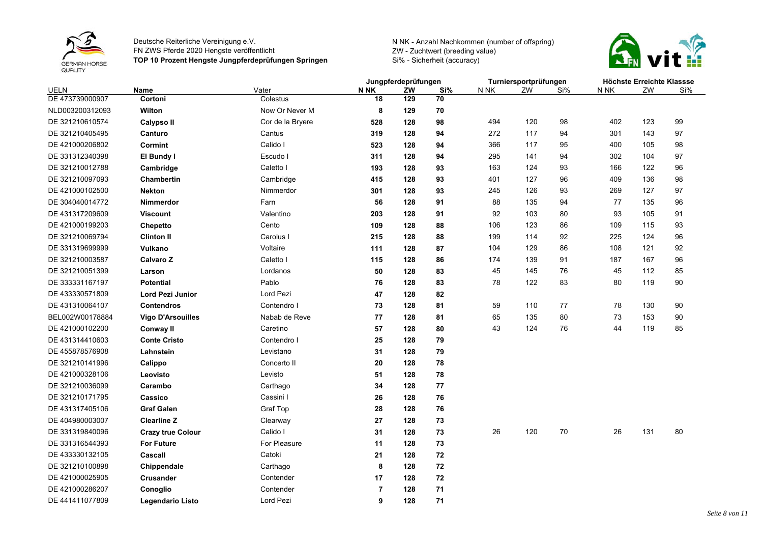Deutsche Reiterliche Vereinigung e.V.
FN ZWS Pferde 2020 Hengste veröffentlicht
**TOP 10 Prozent Hengste Jungpferdeprüfungen Springen**

N NK - Anzahl Nachkommen (number of offspring)
ZW - Zuchtwert (breeding value)
Si% - Sicherheit (accuracy)

| | | | Jungpferdeprüfungen | | | Turniersportprüfungen | | | Höchste Erreichte Klassse | | |
|---|---|---|---|---|---|---|---|---|---|---|---|
| UELN | Name | Vater | N NK | ZW | Si% | N NK | ZW | Si% | N NK | ZW | Si% |
| DE 473739000907 | **Cortoni** | Colestus | **18** | **129** | **70** | | | | | | |
| NLD003200312093 | **Wilton** | Now Or Never M | **8** | **129** | **70** | | | | | | |
| DE 321210610574 | **Calypso II** | Cor de la Bryere | **528** | **128** | **98** | 494 | 120 | 98 | 402 | 123 | 99 |
| DE 321210405495 | **Canturo** | Cantus | **319** | **128** | **94** | 272 | 117 | 94 | 301 | 143 | 97 |
| DE 421000206802 | **Cormint** | Calido I | **523** | **128** | **94** | 366 | 117 | 95 | 400 | 105 | 98 |
| DE 331312340398 | **El Bundy I** | Escudo I | **311** | **128** | **94** | 295 | 141 | 94 | 302 | 104 | 97 |
| DE 321210012788 | **Cambridge** | Caletto I | **193** | **128** | **93** | 163 | 124 | 93 | 166 | 122 | 96 |
| DE 321210097093 | **Chambertin** | Cambridge | **415** | **128** | **93** | 401 | 127 | 96 | 409 | 136 | 98 |
| DE 421000102500 | **Nekton** | Nimmerdor | **301** | **128** | **93** | 245 | 126 | 93 | 269 | 127 | 97 |
| DE 304040014772 | **Nimmerdor** | Farn | **56** | **128** | **91** | 88 | 135 | 94 | 77 | 135 | 96 |
| DE 431317209609 | **Viscount** | Valentino | **203** | **128** | **91** | 92 | 103 | 80 | 93 | 105 | 91 |
| DE 421000199203 | **Chepetto** | Cento | **109** | **128** | **88** | 106 | 123 | 86 | 109 | 115 | 93 |
| DE 321210069794 | **Clinton II** | Carolus I | **215** | **128** | **88** | 199 | 114 | 92 | 225 | 124 | 96 |
| DE 331319699999 | **Vulkano** | Voltaire | **111** | **128** | **87** | 104 | 129 | 86 | 108 | 121 | 92 |
| DE 321210003587 | **Calvaro Z** | Caletto I | **115** | **128** | **86** | 174 | 139 | 91 | 187 | 167 | 96 |
| DE 321210051399 | **Larson** | Lordanos | **50** | **128** | **83** | 45 | 145 | 76 | 45 | 112 | 85 |
| DE 333331167197 | **Potential** | Pablo | **76** | **128** | **83** | 78 | 122 | 83 | 80 | 119 | 90 |
| DE 433330571809 | **Lord Pezi Junior** | Lord Pezi | **47** | **128** | **82** | | | | | | |
| DE 431310064107 | **Contendros** | Contendro I | **73** | **128** | **81** | 59 | 110 | 77 | 78 | 130 | 90 |
| BEL002W00178884 | **Vigo D'Arsouilles** | Nabab de Reve | **77** | **128** | **81** | 65 | 135 | 80 | 73 | 153 | 90 |
| DE 421000102200 | **Conway II** | Caretino | **57** | **128** | **80** | 43 | 124 | 76 | 44 | 119 | 85 |
| DE 431314410603 | **Conte Cristo** | Contendro I | **25** | **128** | **79** | | | | | | |
| DE 455878576908 | **Lahnstein** | Levistano | **31** | **128** | **79** | | | | | | |
| DE 321210141996 | **Calippo** | Concerto II | **20** | **128** | **78** | | | | | | |
| DE 421000328106 | **Leovisto** | Levisto | **51** | **128** | **78** | | | | | | |
| DE 321210036099 | **Carambo** | Carthago | **34** | **128** | **77** | | | | | | |
| DE 321210171795 | **Cassico** | Cassini I | **26** | **128** | **76** | | | | | | |
| DE 431317405106 | **Graf Galen** | Graf Top | **28** | **128** | **76** | | | | | | |
| DE 404980003007 | **Clearline Z** | Clearway | **27** | **128** | **73** | | | | | | |
| DE 331319840096 | **Crazy true Colour** | Calido I | **31** | **128** | **73** | 26 | 120 | 70 | 26 | 131 | 80 |
| DE 331316544393 | **For Future** | For Pleasure | **11** | **128** | **73** | | | | | | |
| DE 433330132105 | **Cascall** | Catoki | **21** | **128** | **72** | | | | | | |
| DE 321210100898 | **Chippendale** | Carthago | **8** | **128** | **72** | | | | | | |
| DE 421000025905 | **Crusander** | Contender | **17** | **128** | **72** | | | | | | |
| DE 421000286207 | **Conoglio** | Contender | **7** | **128** | **71** | | | | | | |
| DE 441411077809 | **Legendario Listo** | Lord Pezi | **9** | **128** | **71** | | | | | | |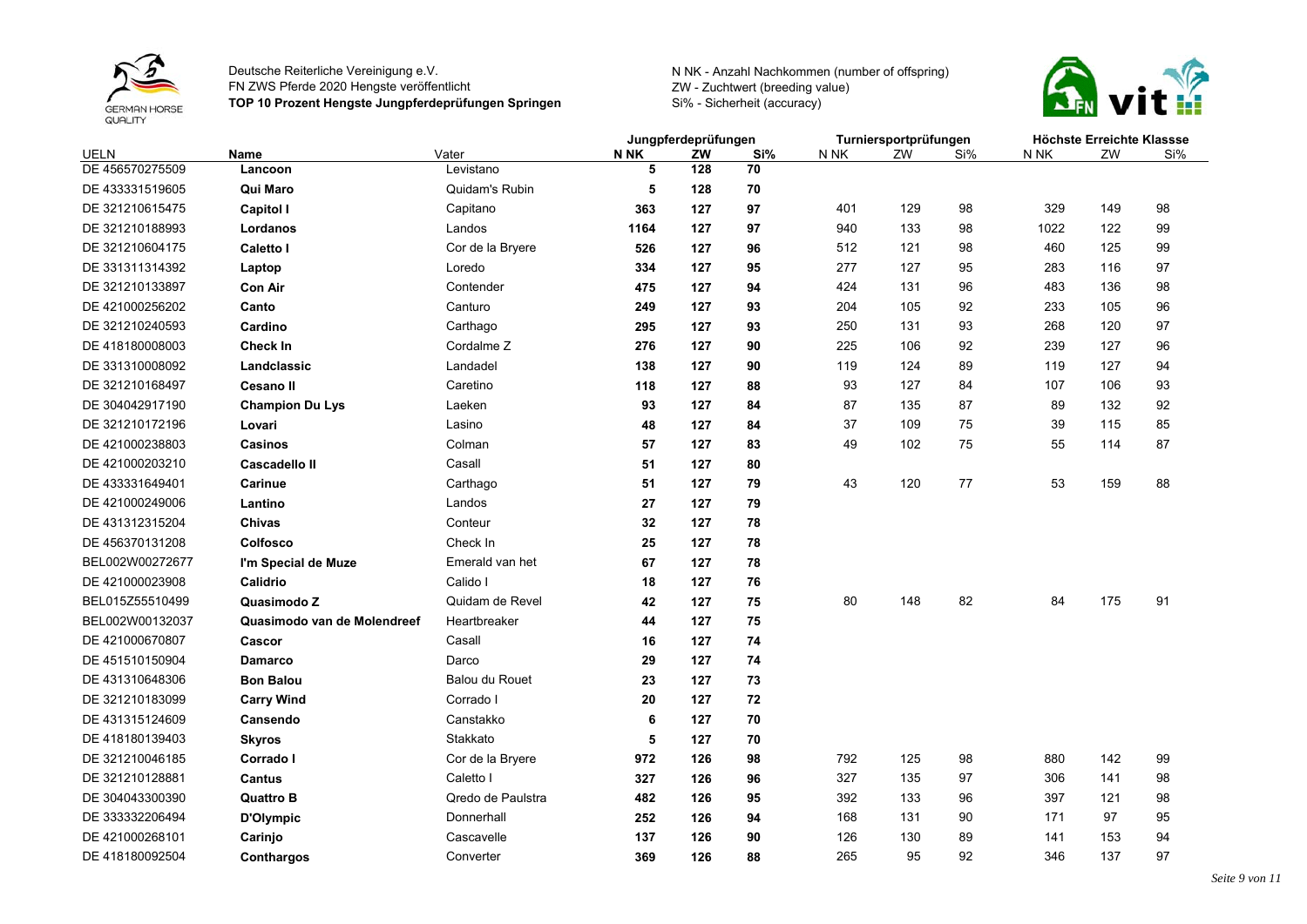Deutsche Reiterliche Vereinigung e.V.
FN ZWS Pferde 2020 Hengste veröffentlicht
**TOP 10 Prozent Hengste Jungpferdeprüfungen Springen**

N NK - Anzahl Nachkommen (number of offspring)
ZW - Zuchtwert (breeding value)
Si% - Sicherheit (accuracy)

| | | | Jungpferdeprüfungen | | | Turniersportprüfungen | | | Höchste Erreichte Klassse | | |
|---|---|---|---|---|---|---|---|---|---|---|---|
| UELN | Name | Vater | N NK | ZW | Si% | N NK | ZW | Si% | N NK | ZW | Si% |
| DE 456570275509 | **Lancoon** | Levistano | **5** | **128** | **70** | | | | | | |
| DE 433331519605 | **Qui Maro** | Quidam's Rubin | **5** | **128** | **70** | | | | | | |
| DE 321210615475 | **Capitol I** | Capitano | **363** | **127** | **97** | 401 | 129 | 98 | 329 | 149 | 98 |
| DE 321210188993 | **Lordanos** | Landos | **1164** | **127** | **97** | 940 | 133 | 98 | 1022 | 122 | 99 |
| DE 321210604175 | **Caletto I** | Cor de la Bryere | **526** | **127** | **96** | 512 | 121 | 98 | 460 | 125 | 99 |
| DE 331311314392 | **Laptop** | Loredo | **334** | **127** | **95** | 277 | 127 | 95 | 283 | 116 | 97 |
| DE 321210133897 | **Con Air** | Contender | **475** | **127** | **94** | 424 | 131 | 96 | 483 | 136 | 98 |
| DE 421000256202 | **Canto** | Canturo | **249** | **127** | **93** | 204 | 105 | 92 | 233 | 105 | 96 |
| DE 321210240593 | **Cardino** | Carthago | **295** | **127** | **93** | 250 | 131 | 93 | 268 | 120 | 97 |
| DE 418180008003 | **Check In** | Cordalme Z | **276** | **127** | **90** | 225 | 106 | 92 | 239 | 127 | 96 |
| DE 331310008092 | **Landclassic** | Landadel | **138** | **127** | **90** | 119 | 124 | 89 | 119 | 127 | 94 |
| DE 321210168497 | **Cesano II** | Caretino | **118** | **127** | **88** | 93 | 127 | 84 | 107 | 106 | 93 |
| DE 304042917190 | **Champion Du Lys** | Laeken | **93** | **127** | **84** | 87 | 135 | 87 | 89 | 132 | 92 |
| DE 321210172196 | **Lovari** | Lasino | **48** | **127** | **84** | 37 | 109 | 75 | 39 | 115 | 85 |
| DE 421000238803 | **Casinos** | Colman | **57** | **127** | **83** | 49 | 102 | 75 | 55 | 114 | 87 |
| DE 421000203210 | **Cascadello II** | Casall | **51** | **127** | **80** | | | | | | |
| DE 433331649401 | **Carinue** | Carthago | **51** | **127** | **79** | 43 | 120 | 77 | 53 | 159 | 88 |
| DE 421000249006 | **Lantino** | Landos | **27** | **127** | **79** | | | | | | |
| DE 431312315204 | **Chivas** | Conteur | **32** | **127** | **78** | | | | | | |
| DE 456370131208 | **Colfosco** | Check In | **25** | **127** | **78** | | | | | | |
| BEL002W00272677 | **I'm Special de Muze** | Emerald van het | **67** | **127** | **78** | | | | | | |
| DE 421000023908 | **Calidrio** | Calido I | **18** | **127** | **76** | | | | | | |
| BEL015Z55510499 | **Quasimodo Z** | Quidam de Revel | **42** | **127** | **75** | 80 | 148 | 82 | 84 | 175 | 91 |
| BEL002W00132037 | **Quasimodo van de Molendreef** | Heartbreaker | **44** | **127** | **75** | | | | | | |
| DE 421000670807 | **Cascor** | Casall | **16** | **127** | **74** | | | | | | |
| DE 451510150904 | **Damarco** | Darco | **29** | **127** | **74** | | | | | | |
| DE 431310648306 | **Bon Balou** | Balou du Rouet | **23** | **127** | **73** | | | | | | |
| DE 321210183099 | **Carry Wind** | Corrado I | **20** | **127** | **72** | | | | | | |
| DE 431315124609 | **Cansendo** | Canstakko | **6** | **127** | **70** | | | | | | |
| DE 418180139403 | **Skyros** | Stakkato | **5** | **127** | **70** | | | | | | |
| DE 321210046185 | **Corrado I** | Cor de la Bryere | **972** | **126** | **98** | 792 | 125 | 98 | 880 | 142 | 99 |
| DE 321210128881 | **Cantus** | Caletto I | **327** | **126** | **96** | 327 | 135 | 97 | 306 | 141 | 98 |
| DE 304043300390 | **Quattro B** | Qredo de Paulstra | **482** | **126** | **95** | 392 | 133 | 96 | 397 | 121 | 98 |
| DE 333332206494 | **D'Olympic** | Donnerhall | **252** | **126** | **94** | 168 | 131 | 90 | 171 | 97 | 95 |
| DE 421000268101 | **Carinjo** | Cascavelle | **137** | **126** | **90** | 126 | 130 | 89 | 141 | 153 | 94 |
| DE 418180092504 | **Conthargos** | Converter | **369** | **126** | **88** | 265 | 95 | 92 | 346 | 137 | 97 |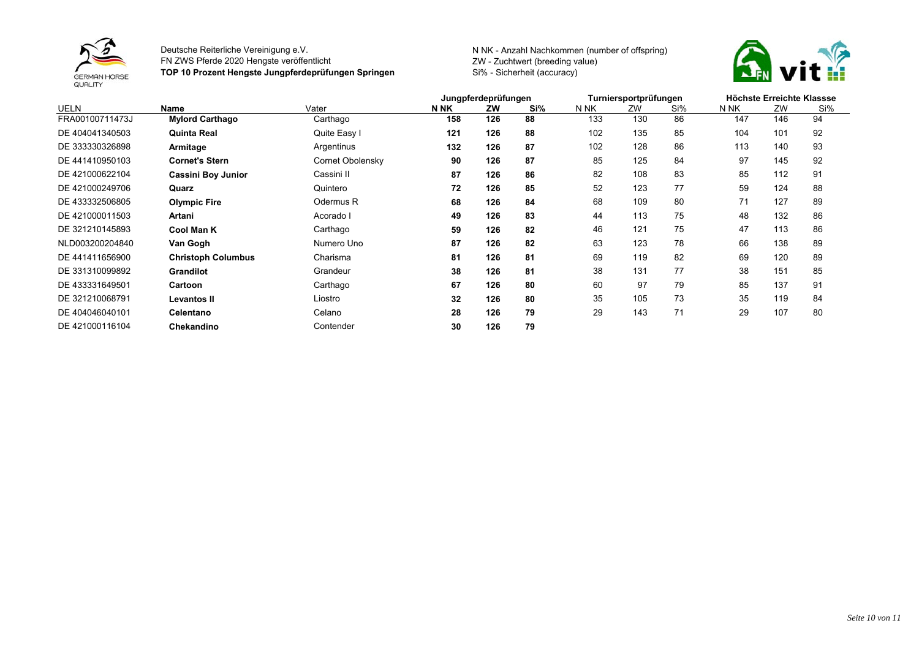Deutsche Reiterliche Vereinigung e.V.
FN ZWS Pferde 2020 Hengste veröffentlicht
**TOP 10 Prozent Hengste Jungpferdeprüfungen Springen**

N NK - Anzahl Nachkommen (number of offspring)
ZW - Zuchtwert (breeding value)
Si% - Sicherheit (accuracy)

| UELN | Name | Vater | Jungpferdeprüfungen | | | Turniersportprüfungen | | | Höchste Erreichte Klassse | | |
|---|---|---|---|---|---|---|---|---|---|---|---|
| | | | **N NK** | **ZW** | **Si%** | N NK | ZW | Si% | N NK | ZW | Si% |
| FRA00100711473J | **Mylord Carthago** | Carthago | **158** | **126** | **88** | 133 | 130 | 86 | 147 | 146 | 94 |
| DE 404041340503 | **Quinta Real** | Quite Easy I | **121** | **126** | **88** | 102 | 135 | 85 | 104 | 101 | 92 |
| DE 333330326898 | **Armitage** | Argentinus | **132** | **126** | **87** | 102 | 128 | 86 | 113 | 140 | 93 |
| DE 441410950103 | **Cornet's Stern** | Cornet Obolensky | **90** | **126** | **87** | 85 | 125 | 84 | 97 | 145 | 92 |
| DE 421000622104 | **Cassini Boy Junior** | Cassini II | **87** | **126** | **86** | 82 | 108 | 83 | 85 | 112 | 91 |
| DE 421000249706 | **Quarz** | Quintero | **72** | **126** | **85** | 52 | 123 | 77 | 59 | 124 | 88 |
| DE 433332506805 | **Olympic Fire** | Odermus R | **68** | **126** | **84** | 68 | 109 | 80 | 71 | 127 | 89 |
| DE 421000011503 | **Artani** | Acorado I | **49** | **126** | **83** | 44 | 113 | 75 | 48 | 132 | 86 |
| DE 321210145893 | **Cool Man K** | Carthago | **59** | **126** | **82** | 46 | 121 | 75 | 47 | 113 | 86 |
| NLD003200204840 | **Van Gogh** | Numero Uno | **87** | **126** | **82** | 63 | 123 | 78 | 66 | 138 | 89 |
| DE 441411656900 | **Christoph Columbus** | Charisma | **81** | **126** | **81** | 69 | 119 | 82 | 69 | 120 | 89 |
| DE 331310099892 | **Grandilot** | Grandeur | **38** | **126** | **81** | 38 | 131 | 77 | 38 | 151 | 85 |
| DE 433331649501 | **Cartoon** | Carthago | **67** | **126** | **80** | 60 | 97 | 79 | 85 | 137 | 91 |
| DE 321210068791 | **Levantos II** | Liostro | **32** | **126** | **80** | 35 | 105 | 73 | 35 | 119 | 84 |
| DE 404046040101 | **Celentano** | Celano | **28** | **126** | **79** | 29 | 143 | 71 | 29 | 107 | 80 |
| DE 421000116104 | **Chekandino** | Contender | **30** | **126** | **79** | | | | | | |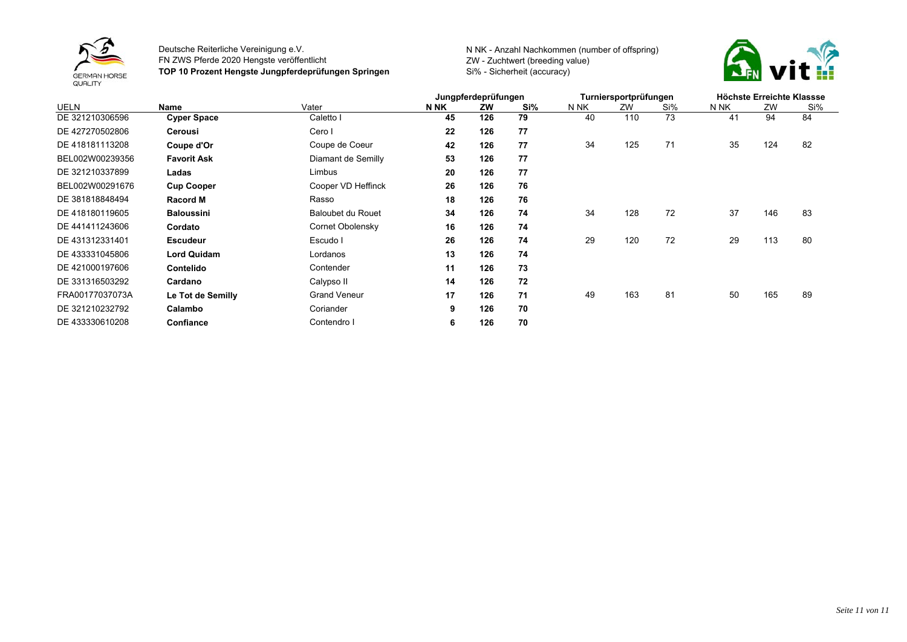Deutsche Reiterliche Vereinigung e.V.
FN ZWS Pferde 2020 Hengste veröffentlicht
**TOP 10 Prozent Hengste Jungpferdeprüfungen Springen**

N NK - Anzahl Nachkommen (number of offspring)
ZW - Zuchtwert (breeding value)
Si% - Sicherheit (accuracy)

| | | | Jungpferdeprüfungen | | | Turniersportprüfungen | | | Höchste Erreichte Klassse | | |
|---|---|---|---|---|---|---|---|---|---|---|---|
| UELN | Name | Vater | N NK | ZW | Si% | N NK | ZW | Si% | N NK | ZW | Si% |
| DE 321210306596 | **Cyper Space** | Caletto I | **45** | **126** | **79** | 40 | 110 | 73 | 41 | 94 | 84 |
| DE 427270502806 | **Cerousi** | Cero I | **22** | **126** | **77** | | | | | | |
| DE 418181113208 | **Coupe d'Or** | Coupe de Coeur | **42** | **126** | **77** | 34 | 125 | 71 | 35 | 124 | 82 |
| BEL002W00239356 | **Favorit Ask** | Diamant de Semilly | **53** | **126** | **77** | | | | | | |
| DE 321210337899 | **Ladas** | Limbus | **20** | **126** | **77** | | | | | | |
| BEL002W00291676 | **Cup Cooper** | Cooper VD Heffinck | **26** | **126** | **76** | | | | | | |
| DE 381818848494 | **Racord M** | Rasso | **18** | **126** | **76** | | | | | | |
| DE 418180119605 | **Baloussini** | Baloubet du Rouet | **34** | **126** | **74** | 34 | 128 | 72 | 37 | 146 | 83 |
| DE 441411243606 | **Cordato** | Cornet Obolensky | **16** | **126** | **74** | | | | | | |
| DE 431312331401 | **Escudeur** | Escudo I | **26** | **126** | **74** | 29 | 120 | 72 | 29 | 113 | 80 |
| DE 433331045806 | **Lord Quidam** | Lordanos | **13** | **126** | **74** | | | | | | |
| DE 421000197606 | **Contelido** | Contender | **11** | **126** | **73** | | | | | | |
| DE 331316503292 | **Cardano** | Calypso II | **14** | **126** | **72** | | | | | | |
| FRA00177037073A | **Le Tot de Semilly** | Grand Veneur | **17** | **126** | **71** | 49 | 163 | 81 | 50 | 165 | 89 |
| DE 321210232792 | **Calambo** | Coriander | **9** | **126** | **70** | | | | | | |
| DE 433330610208 | **Confiance** | Contendro I | **6** | **126** | **70** | | | | | | |